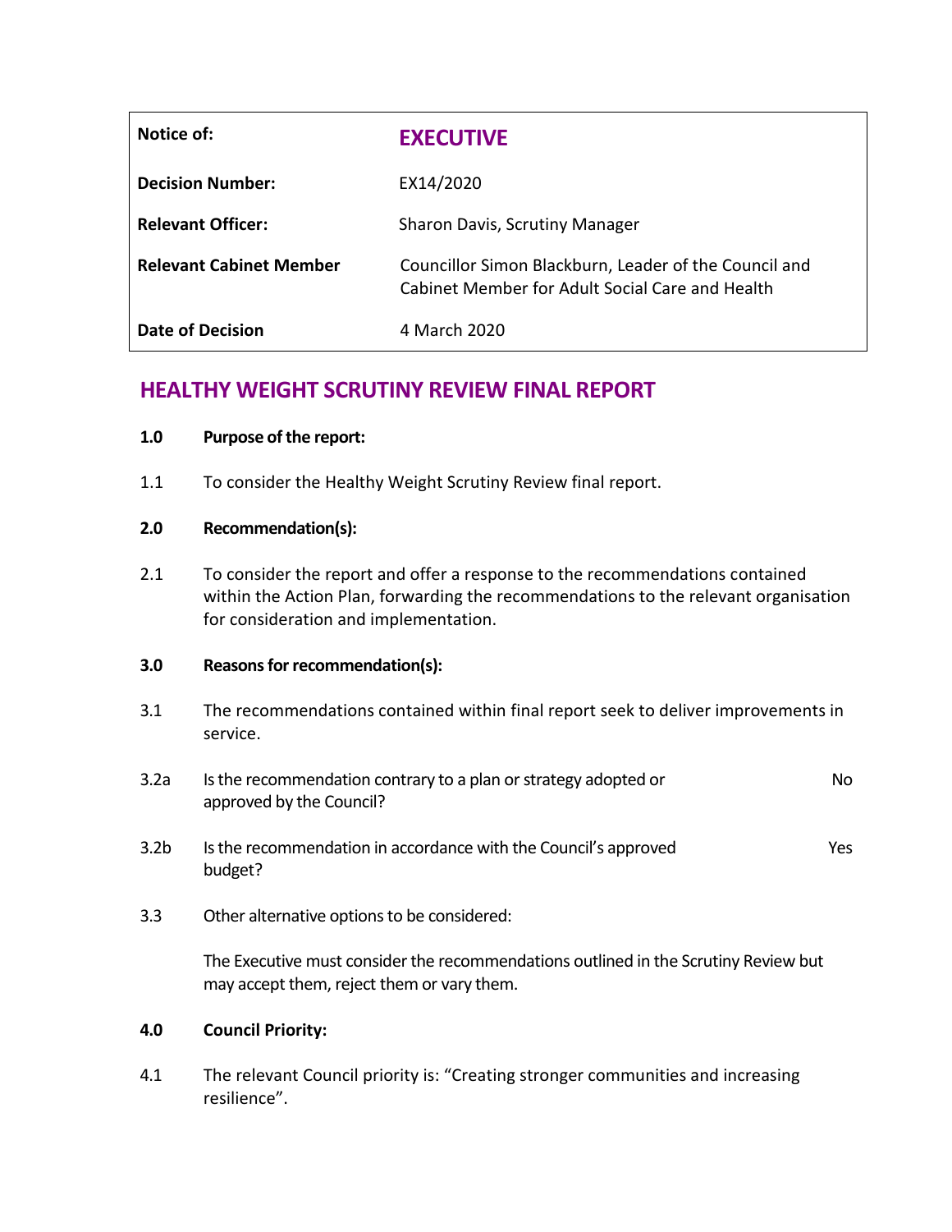| Notice of: | **EXECUTIVE** |
|---|---|
| **Decision Number:** | EX14/2020 |
| **Relevant Officer:** | Sharon Davis, Scrutiny Manager |
| **Relevant Cabinet Member** | Councillor Simon Blackburn, Leader of the Council and Cabinet Member for Adult Social Care and Health |
| **Date of Decision** | 4 March 2020 |

# HEALTHY WEIGHT SCRUTINY REVIEW FINAL REPORT

**1.0 Purpose of the report:**

1.1 To consider the Healthy Weight Scrutiny Review final report.

**2.0 Recommendation(s):**

2.1 To consider the report and offer a response to the recommendations contained within the Action Plan, forwarding the recommendations to the relevant organisation for consideration and implementation.

**3.0 Reasons for recommendation(s):**

3.1 The recommendations contained within final report seek to deliver improvements in service.

3.2a Is the recommendation contrary to a plan or strategy adopted or approved by the Council? No

3.2b Is the recommendation in accordance with the Council's approved budget? Yes

3.3 Other alternative options to be considered:

The Executive must consider the recommendations outlined in the Scrutiny Review but may accept them, reject them or vary them.

**4.0 Council Priority:**

4.1 The relevant Council priority is: "Creating stronger communities and increasing resilience".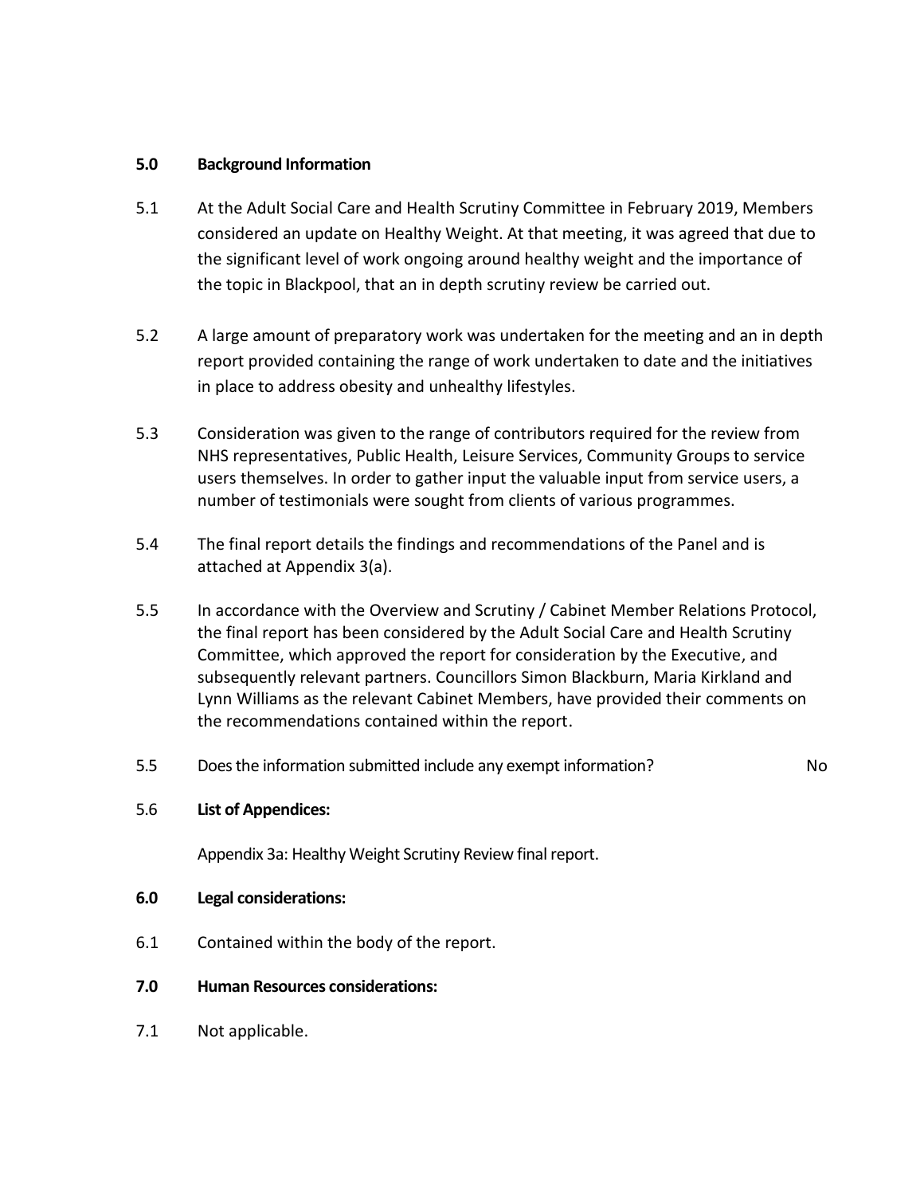**5.0 Background Information**

5.1 At the Adult Social Care and Health Scrutiny Committee in February 2019, Members considered an update on Healthy Weight. At that meeting, it was agreed that due to the significant level of work ongoing around healthy weight and the importance of the topic in Blackpool, that an in depth scrutiny review be carried out.

5.2 A large amount of preparatory work was undertaken for the meeting and an in depth report provided containing the range of work undertaken to date and the initiatives in place to address obesity and unhealthy lifestyles.

5.3 Consideration was given to the range of contributors required for the review from NHS representatives, Public Health, Leisure Services, Community Groups to service users themselves. In order to gather input the valuable input from service users, a number of testimonials were sought from clients of various programmes.

5.4 The final report details the findings and recommendations of the Panel and is attached at Appendix 3(a).

5.5 In accordance with the Overview and Scrutiny / Cabinet Member Relations Protocol, the final report has been considered by the Adult Social Care and Health Scrutiny Committee, which approved the report for consideration by the Executive, and subsequently relevant partners. Councillors Simon Blackburn, Maria Kirkland and Lynn Williams as the relevant Cabinet Members, have provided their comments on the recommendations contained within the report.

5.5 Does the information submitted include any exempt information? No

5.6 **List of Appendices:**

Appendix 3a: Healthy Weight Scrutiny Review final report.

**6.0 Legal considerations:**

6.1 Contained within the body of the report.

**7.0 Human Resources considerations:**

7.1 Not applicable.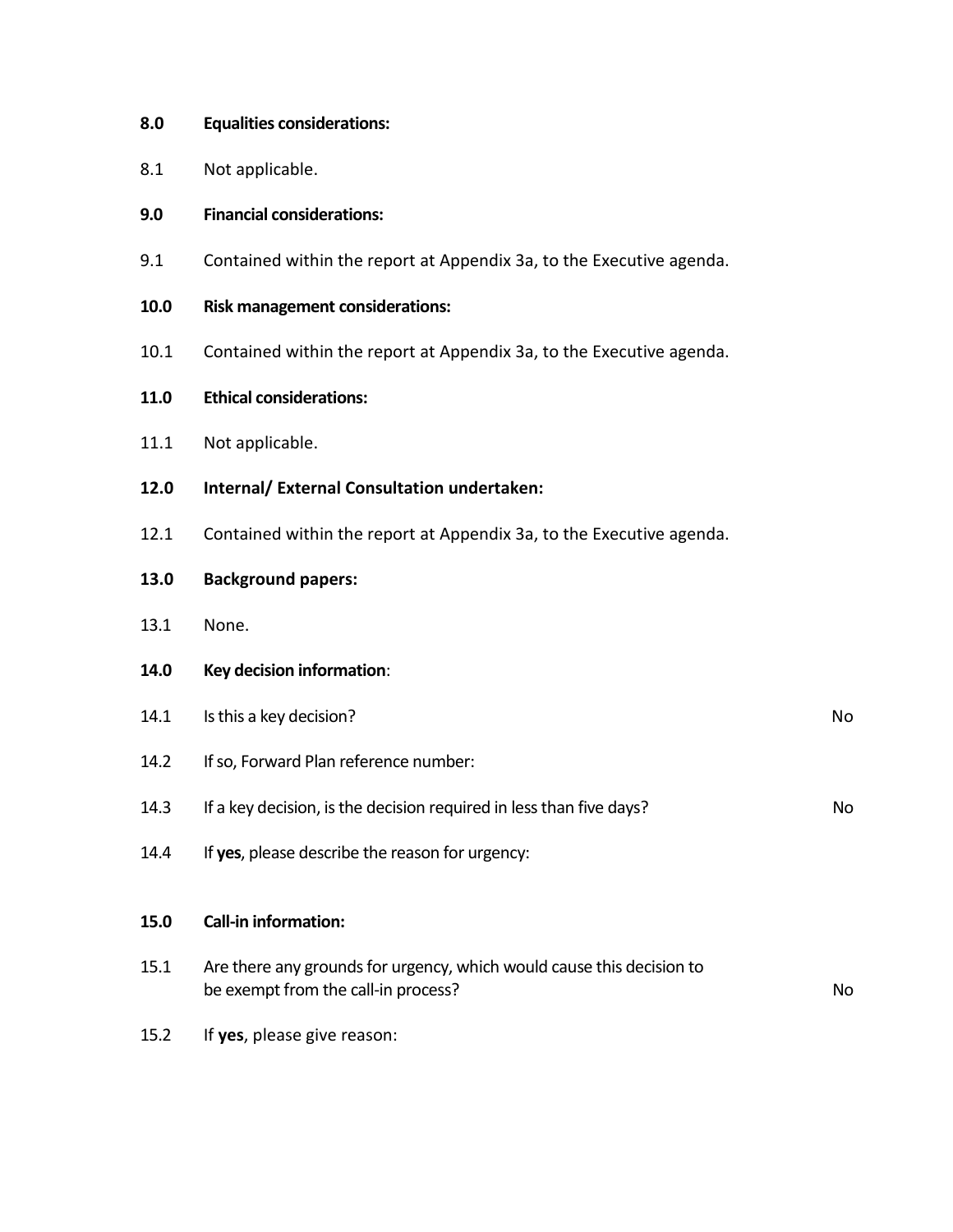**8.0 Equalities considerations:**

8.1 Not applicable.

**9.0 Financial considerations:**

9.1 Contained within the report at Appendix 3a, to the Executive agenda.

**10.0 Risk management considerations:**

10.1 Contained within the report at Appendix 3a, to the Executive agenda.

**11.0 Ethical considerations:**

11.1 Not applicable.

**12.0 Internal/ External Consultation undertaken:**

12.1 Contained within the report at Appendix 3a, to the Executive agenda.

**13.0 Background papers:**

13.1 None.

**14.0 Key decision information:**

| | | |
|---|---|---|
| 14.1 | Is this a key decision? | No |
| 14.2 | If so, Forward Plan reference number: | |
| 14.3 | If a key decision, is the decision required in less than five days? | No |
| 14.4 | If **yes**, please describe the reason for urgency: | |

**15.0 Call-in information:**

| | | |
|---|---|---|
| 15.1 | Are there any grounds for urgency, which would cause this decision to be exempt from the call-in process? | No |
| 15.2 | If **yes**, please give reason: | |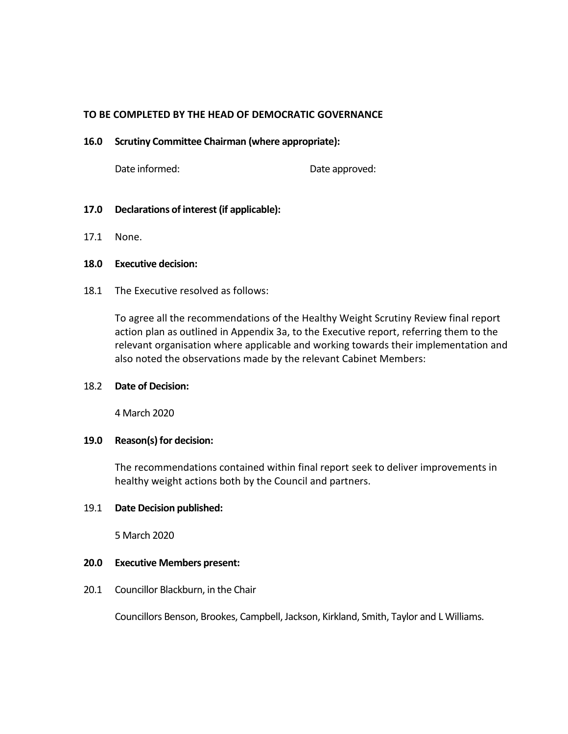**TO BE COMPLETED BY THE HEAD OF DEMOCRATIC GOVERNANCE**

**16.0 Scrutiny Committee Chairman (where appropriate):**

Date informed: Date approved:

**17.0 Declarations of interest (if applicable):**

17.1 None.

**18.0 Executive decision:**

18.1 The Executive resolved as follows:

To agree all the recommendations of the Healthy Weight Scrutiny Review final report action plan as outlined in Appendix 3a, to the Executive report, referring them to the relevant organisation where applicable and working towards their implementation and also noted the observations made by the relevant Cabinet Members:

18.2 **Date of Decision:**

4 March 2020

**19.0 Reason(s) for decision:**

The recommendations contained within final report seek to deliver improvements in healthy weight actions both by the Council and partners.

19.1 **Date Decision published:**

5 March 2020

**20.0 Executive Members present:**

20.1 Councillor Blackburn, in the Chair

Councillors Benson, Brookes, Campbell, Jackson, Kirkland, Smith, Taylor and L Williams.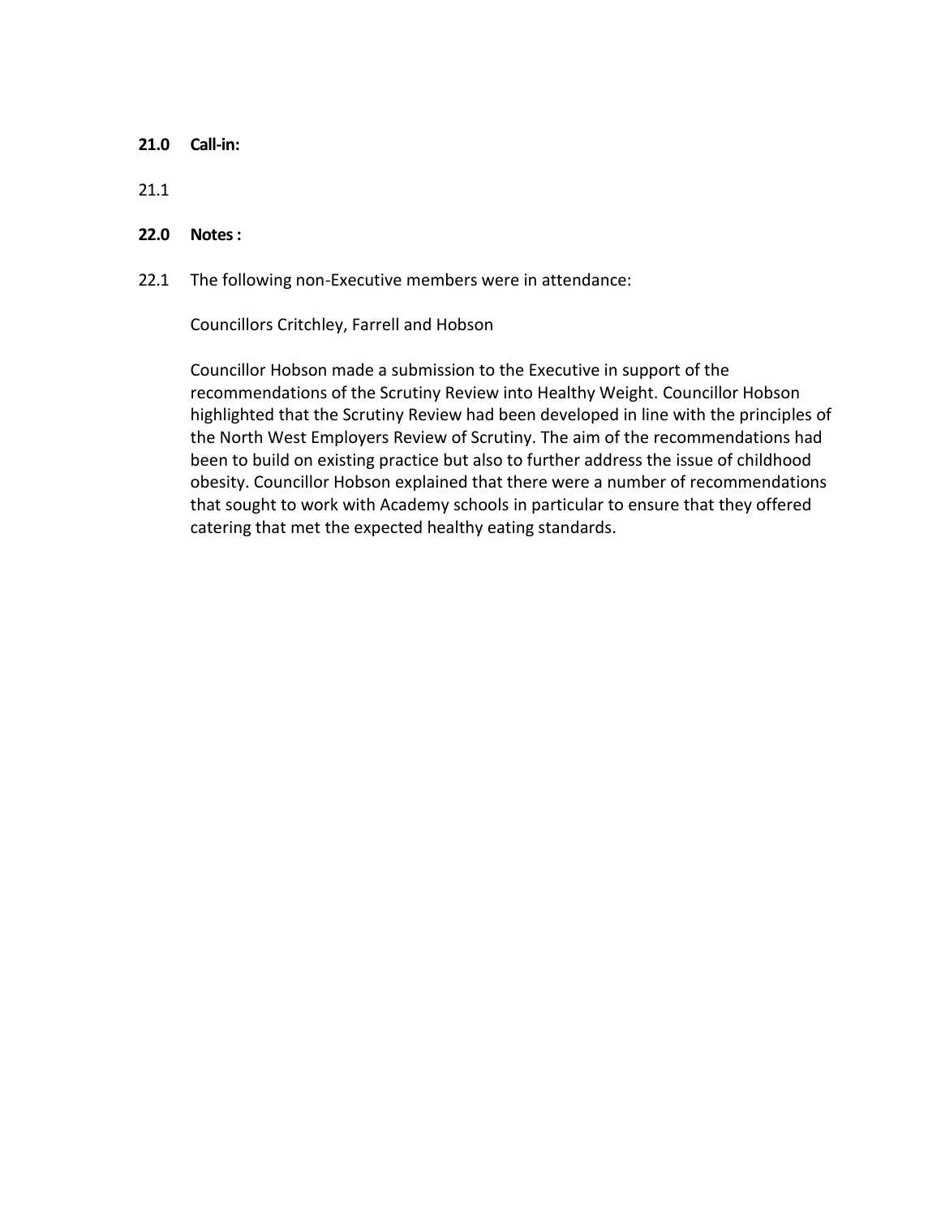**21.0 Call-in:**

21.1

**22.0 Notes :**

22.1 The following non-Executive members were in attendance:

Councillors Critchley, Farrell and Hobson

Councillor Hobson made a submission to the Executive in support of the recommendations of the Scrutiny Review into Healthy Weight. Councillor Hobson highlighted that the Scrutiny Review had been developed in line with the principles of the North West Employers Review of Scrutiny. The aim of the recommendations had been to build on existing practice but also to further address the issue of childhood obesity. Councillor Hobson explained that there were a number of recommendations that sought to work with Academy schools in particular to ensure that they offered catering that met the expected healthy eating standards.